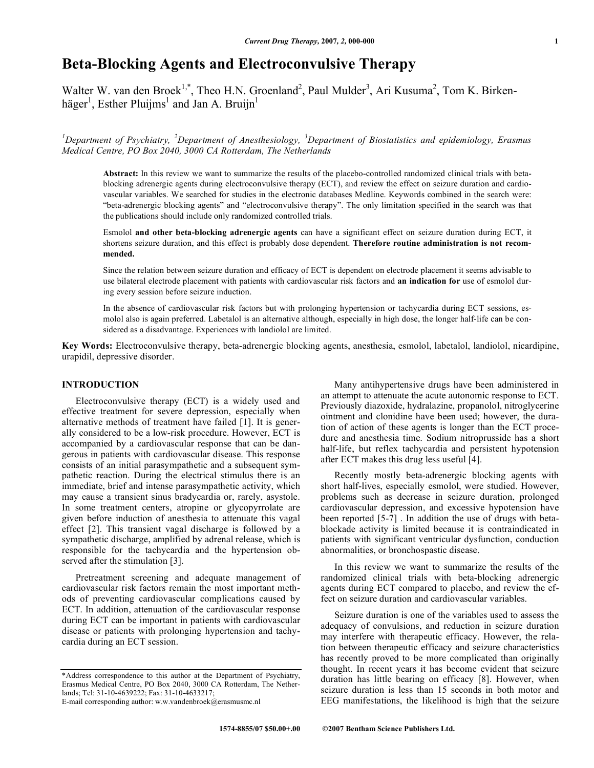# Beta-Blocking Agents and Electroconvulsive Therapy

Walter W. van den Broek[1,*], Theo H.N. Groenland[2], Paul Mulder[3], Ari Kusuma[2], Tom K. Birkenhäger[1], Esther Pluijms[1] and Jan A. Bruijn[1]

*[1]Department of Psychiatry, [2]Department of Anesthesiology, [3]Department of Biostatistics and epidemiology, Erasmus Medical Centre, PO Box 2040, 3000 CA Rotterdam, The Netherlands*

**Abstract:** In this review we want to summarize the results of the placebo-controlled randomized clinical trials with beta-blocking adrenergic agents during electroconvulsive therapy (ECT), and review the effect on seizure duration and cardiovascular variables. We searched for studies in the electronic databases Medline. Keywords combined in the search were: "beta-adrenergic blocking agents" and "electroconvulsive therapy". The only limitation specified in the search was that the publications should include only randomized controlled trials.

Esmolol **and other beta-blocking adrenergic agents** can have a significant effect on seizure duration during ECT, it shortens seizure duration, and this effect is probably dose dependent. **Therefore routine administration is not recommended.**

Since the relation between seizure duration and efficacy of ECT is dependent on electrode placement it seems advisable to use bilateral electrode placement with patients with cardiovascular risk factors and **an indication for** use of esmolol during every session before seizure induction.

In the absence of cardiovascular risk factors but with prolonging hypertension or tachycardia during ECT sessions, esmolol also is again preferred. Labetalol is an alternative although, especially in high dose, the longer half-life can be considered as a disadvantage. Experiences with landiolol are limited.

**Key Words:** Electroconvulsive therapy, beta-adrenergic blocking agents, anesthesia, esmolol, labetalol, landiolol, nicardipine, urapidil, depressive disorder.

## INTRODUCTION

Electroconvulsive therapy (ECT) is a widely used and effective treatment for severe depression, especially when alternative methods of treatment have failed [1]. It is generally considered to be a low-risk procedure. However, ECT is accompanied by a cardiovascular response that can be dangerous in patients with cardiovascular disease. This response consists of an initial parasympathetic and a subsequent sympathetic reaction. During the electrical stimulus there is an immediate, brief and intense parasympathetic activity, which may cause a transient sinus bradycardia or, rarely, asystole. In some treatment centers, atropine or glycopyrrolate are given before induction of anesthesia to attenuate this vagal effect [2]. This transient vagal discharge is followed by a sympathetic discharge, amplified by adrenal release, which is responsible for the tachycardia and the hypertension observed after the stimulation [3].

Pretreatment screening and adequate management of cardiovascular risk factors remain the most important methods of preventing cardiovascular complications caused by ECT. In addition, attenuation of the cardiovascular response during ECT can be important in patients with cardiovascular disease or patients with prolonging hypertension and tachycardia during an ECT session.

Many antihypertensive drugs have been administered in an attempt to attenuate the acute autonomic response to ECT. Previously diazoxide, hydralazine, propanolol, nitroglycerine ointment and clonidine have been used; however, the duration of action of these agents is longer than the ECT procedure and anesthesia time. Sodium nitroprusside has a short half-life, but reflex tachycardia and persistent hypotension after ECT makes this drug less useful [4].

Recently mostly beta-adrenergic blocking agents with short half-lives, especially esmolol, were studied. However, problems such as decrease in seizure duration, prolonged cardiovascular depression, and excessive hypotension have been reported [5-7] . In addition the use of drugs with beta-blockade activity is limited because it is contraindicated in patients with significant ventricular dysfunction, conduction abnormalities, or bronchospastic disease.

In this review we want to summarize the results of the randomized clinical trials with beta-blocking adrenergic agents during ECT compared to placebo, and review the effect on seizure duration and cardiovascular variables.

Seizure duration is one of the variables used to assess the adequacy of convulsions, and reduction in seizure duration may interfere with therapeutic efficacy. However, the relation between therapeutic efficacy and seizure characteristics has recently proved to be more complicated than originally thought. In recent years it has become evident that seizure duration has little bearing on efficacy [8]. However, when seizure duration is less than 15 seconds in both motor and EEG manifestations, the likelihood is high that the seizure

*Address correspondence to this author at the Department of Psychiatry, Erasmus Medical Centre, PO Box 2040, 3000 CA Rotterdam, The Netherlands; Tel: 31-10-4639222; Fax: 31-10-4633217;
E-mail corresponding author: w.w.vandenbroek@erasmusmc.nl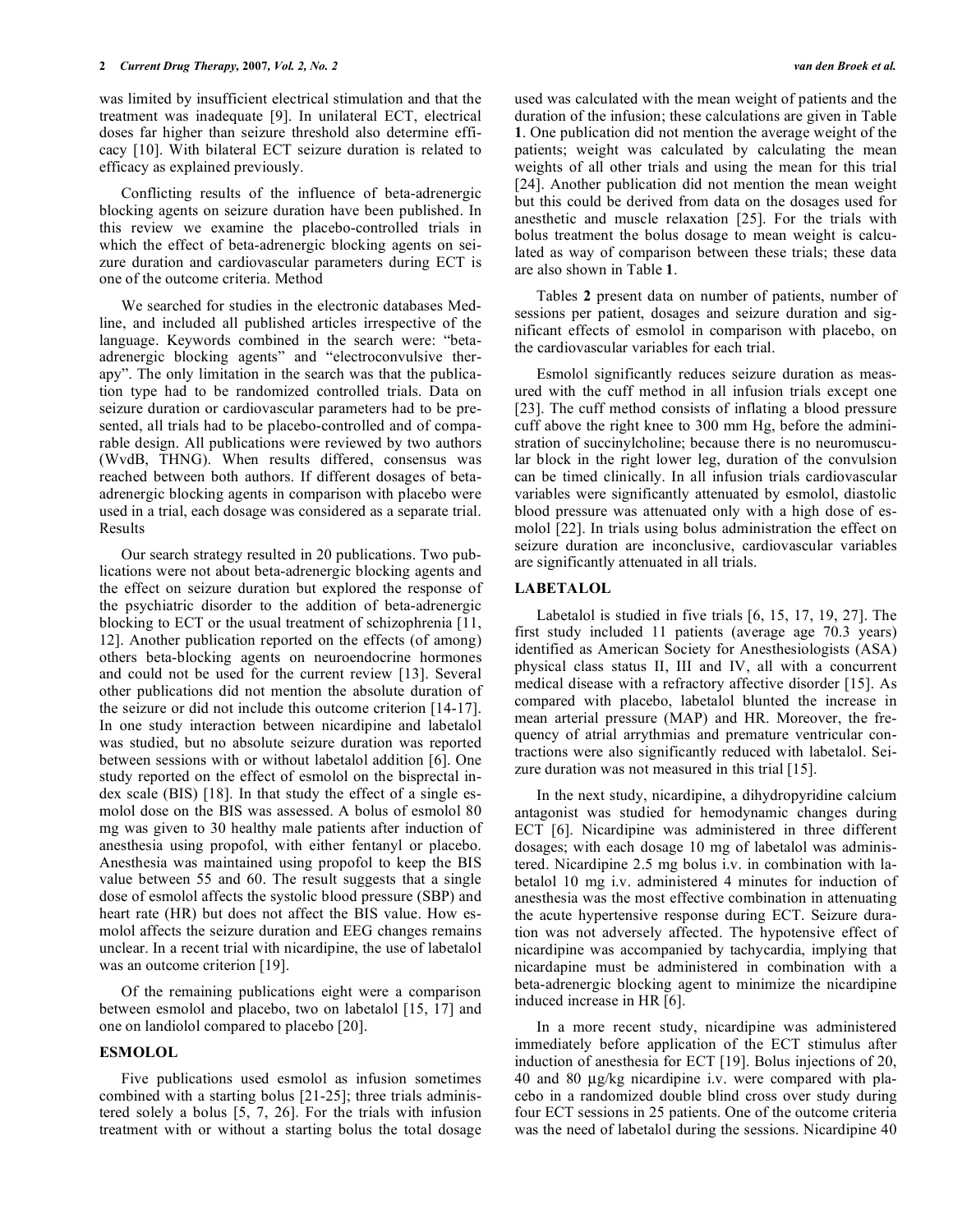was limited by insufficient electrical stimulation and that the treatment was inadequate [9]. In unilateral ECT, electrical doses far higher than seizure threshold also determine efficacy [10]. With bilateral ECT seizure duration is related to efficacy as explained previously.

Conflicting results of the influence of beta-adrenergic blocking agents on seizure duration have been published. In this review we examine the placebo-controlled trials in which the effect of beta-adrenergic blocking agents on seizure duration and cardiovascular parameters during ECT is one of the outcome criteria. Method

We searched for studies in the electronic databases Medline, and included all published articles irrespective of the language. Keywords combined in the search were: "beta-adrenergic blocking agents" and "electroconvulsive therapy". The only limitation in the search was that the publication type had to be randomized controlled trials. Data on seizure duration or cardiovascular parameters had to be presented, all trials had to be placebo-controlled and of comparable design. All publications were reviewed by two authors (WvdB, THNG). When results differed, consensus was reached between both authors. If different dosages of beta-adrenergic blocking agents in comparison with placebo were used in a trial, each dosage was considered as a separate trial. Results

Our search strategy resulted in 20 publications. Two publications were not about beta-adrenergic blocking agents and the effect on seizure duration but explored the response of the psychiatric disorder to the addition of beta-adrenergic blocking to ECT or the usual treatment of schizophrenia [11, 12]. Another publication reported on the effects (of among) others beta-blocking agents on neuroendocrine hormones and could not be used for the current review [13]. Several other publications did not mention the absolute duration of the seizure or did not include this outcome criterion [14-17]. In one study interaction between nicardipine and labetalol was studied, but no absolute seizure duration was reported between sessions with or without labetalol addition [6]. One study reported on the effect of esmolol on the bisprectal index scale (BIS) [18]. In that study the effect of a single esmolol dose on the BIS was assessed. A bolus of esmolol 80 mg was given to 30 healthy male patients after induction of anesthesia using propofol, with either fentanyl or placebo. Anesthesia was maintained using propofol to keep the BIS value between 55 and 60. The result suggests that a single dose of esmolol affects the systolic blood pressure (SBP) and heart rate (HR) but does not affect the BIS value. How esmolol affects the seizure duration and EEG changes remains unclear. In a recent trial with nicardipine, the use of labetalol was an outcome criterion [19].

Of the remaining publications eight were a comparison between esmolol and placebo, two on labetalol [15, 17] and one on landiolol compared to placebo [20].

## ESMOLOL

Five publications used esmolol as infusion sometimes combined with a starting bolus [21-25]; three trials administered solely a bolus [5, 7, 26]. For the trials with infusion treatment with or without a starting bolus the total dosage used was calculated with the mean weight of patients and the duration of the infusion; these calculations are given in Table **1**. One publication did not mention the average weight of the patients; weight was calculated by calculating the mean weights of all other trials and using the mean for this trial [24]. Another publication did not mention the mean weight but this could be derived from data on the dosages used for anesthetic and muscle relaxation [25]. For the trials with bolus treatment the bolus dosage to mean weight is calculated as way of comparison between these trials; these data are also shown in Table **1**.

Tables **2** present data on number of patients, number of sessions per patient, dosages and seizure duration and significant effects of esmolol in comparison with placebo, on the cardiovascular variables for each trial.

Esmolol significantly reduces seizure duration as measured with the cuff method in all infusion trials except one [23]. The cuff method consists of inflating a blood pressure cuff above the right knee to 300 mm Hg, before the administration of succinylcholine; because there is no neuromuscular block in the right lower leg, duration of the convulsion can be timed clinically. In all infusion trials cardiovascular variables were significantly attenuated by esmolol, diastolic blood pressure was attenuated only with a high dose of esmolol [22]. In trials using bolus administration the effect on seizure duration are inconclusive, cardiovascular variables are significantly attenuated in all trials.

## LABETALOL

Labetalol is studied in five trials [6, 15, 17, 19, 27]. The first study included 11 patients (average age 70.3 years) identified as American Society for Anesthesiologists (ASA) physical class status II, III and IV, all with a concurrent medical disease with a refractory affective disorder [15]. As compared with placebo, labetalol blunted the increase in mean arterial pressure (MAP) and HR. Moreover, the frequency of atrial arrythmias and premature ventricular contractions were also significantly reduced with labetalol. Seizure duration was not measured in this trial [15].

In the next study, nicardipine, a dihydropyridine calcium antagonist was studied for hemodynamic changes during ECT [6]. Nicardipine was administered in three different dosages; with each dosage 10 mg of labetalol was administered. Nicardipine 2.5 mg bolus i.v. in combination with labetalol 10 mg i.v. administered 4 minutes for induction of anesthesia was the most effective combination in attenuating the acute hypertensive response during ECT. Seizure duration was not adversely affected. The hypotensive effect of nicardipine was accompanied by tachycardia, implying that nicardapine must be administered in combination with a beta-adrenergic blocking agent to minimize the nicardipine induced increase in HR [6].

In a more recent study, nicardipine was administered immediately before application of the ECT stimulus after induction of anesthesia for ECT [19]. Bolus injections of 20, 40 and 80 µg/kg nicardipine i.v. were compared with placebo in a randomized double blind cross over study during four ECT sessions in 25 patients. One of the outcome criteria was the need of labetalol during the sessions. Nicardipine 40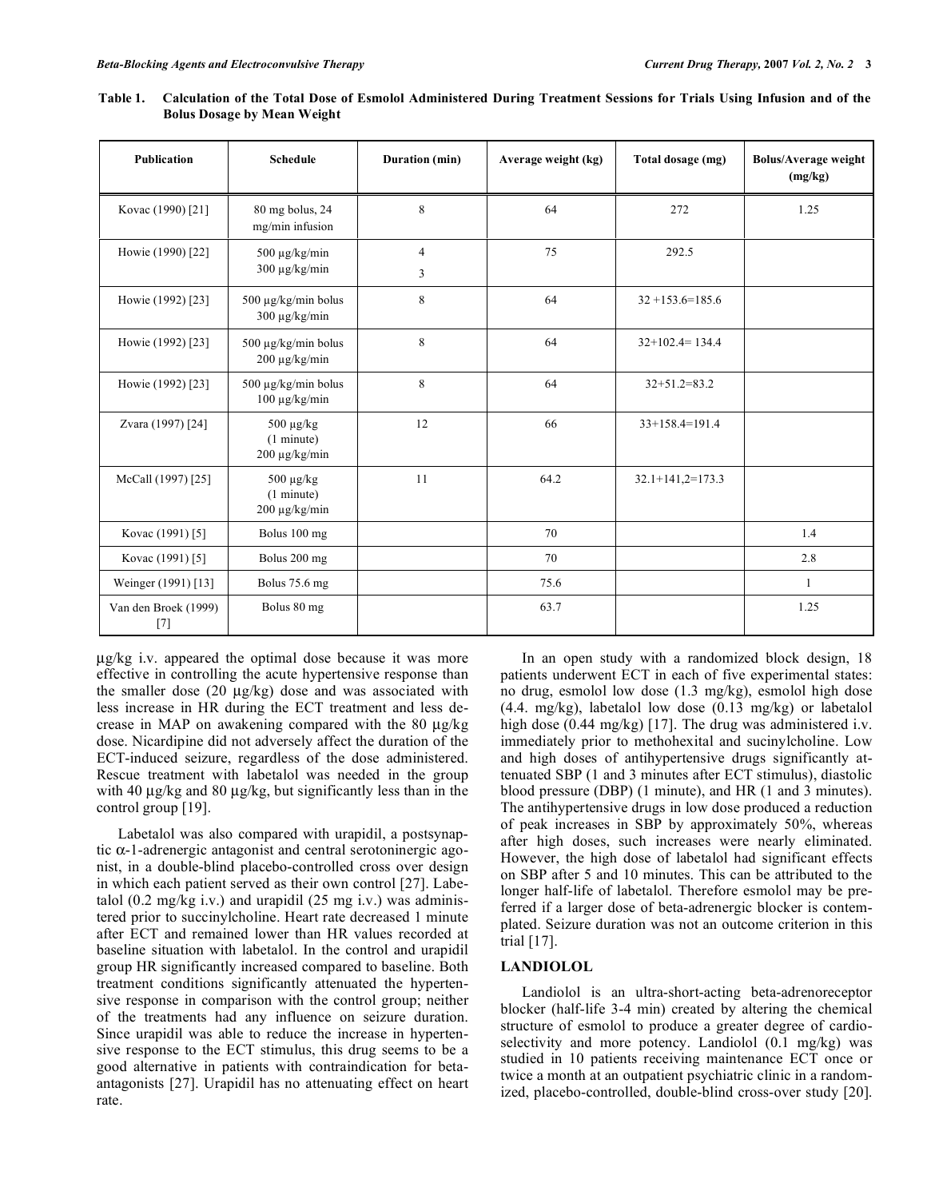**Table 1. Calculation of the Total Dose of Esmolol Administered During Treatment Sessions for Trials Using Infusion and of the Bolus Dosage by Mean Weight**

| Publication | Schedule | Duration (min) | Average weight (kg) | Total dosage (mg) | Bolus/Average weight (mg/kg) |
|---|---|---|---|---|---|
| Kovac (1990) [21] | 80 mg bolus, 24 mg/min infusion | 8 | 64 | 272 | 1.25 |
| Howie (1990) [22] | 500 µg/kg/min<br>300 µg/kg/min | 4<br>3 | 75 | 292.5 | |
| Howie (1992) [23] | 500 µg/kg/min bolus<br>300 µg/kg/min | 8 | 64 | 32 +153.6=185.6 | |
| Howie (1992) [23] | 500 µg/kg/min bolus<br>200 µg/kg/min | 8 | 64 | 32+102.4= 134.4 | |
| Howie (1992) [23] | 500 µg/kg/min bolus<br>100 µg/kg/min | 8 | 64 | 32+51.2=83.2 | |
| Zvara (1997) [24] | 500 µg/kg<br>(1 minute)<br>200 µg/kg/min | 12 | 66 | 33+158.4=191.4 | |
| McCall (1997) [25] | 500 µg/kg<br>(1 minute)<br>200 µg/kg/min | 11 | 64.2 | 32.1+141,2=173.3 | |
| Kovac (1991) [5] | Bolus 100 mg | | 70 | | 1.4 |
| Kovac (1991) [5] | Bolus 200 mg | | 70 | | 2.8 |
| Weinger (1991) [13] | Bolus 75.6 mg | | 75.6 | | 1 |
| Van den Broek (1999) [7] | Bolus 80 mg | | 63.7 | | 1.25 |

µg/kg i.v. appeared the optimal dose because it was more effective in controlling the acute hypertensive response than the smaller dose (20 µg/kg) dose and was associated with less increase in HR during the ECT treatment and less decrease in MAP on awakening compared with the 80 µg/kg dose. Nicardipine did not adversely affect the duration of the ECT-induced seizure, regardless of the dose administered. Rescue treatment with labetalol was needed in the group with 40 µg/kg and 80 µg/kg, but significantly less than in the control group [19].

Labetalol was also compared with urapidil, a postsynaptic α-1-adrenergic antagonist and central serotoninergic agonist, in a double-blind placebo-controlled cross over design in which each patient served as their own control [27]. Labetalol (0.2 mg/kg i.v.) and urapidil (25 mg i.v.) was administered prior to succinylcholine. Heart rate decreased 1 minute after ECT and remained lower than HR values recorded at baseline situation with labetalol. In the control and urapidil group HR significantly increased compared to baseline. Both treatment conditions significantly attenuated the hypertensive response in comparison with the control group; neither of the treatments had any influence on seizure duration. Since urapidil was able to reduce the increase in hypertensive response to the ECT stimulus, this drug seems to be a good alternative in patients with contraindication for beta-antagonists [27]. Urapidil has no attenuating effect on heart rate.

In an open study with a randomized block design, 18 patients underwent ECT in each of five experimental states: no drug, esmolol low dose (1.3 mg/kg), esmolol high dose (4.4. mg/kg), labetalol low dose (0.13 mg/kg) or labetalol high dose (0.44 mg/kg) [17]. The drug was administered i.v. immediately prior to methohexital and sucinylcholine. Low and high doses of antihypertensive drugs significantly attenuated SBP (1 and 3 minutes after ECT stimulus), diastolic blood pressure (DBP) (1 minute), and HR (1 and 3 minutes). The antihypertensive drugs in low dose produced a reduction of peak increases in SBP by approximately 50%, whereas after high doses, such increases were nearly eliminated. However, the high dose of labetalol had significant effects on SBP after 5 and 10 minutes. This can be attributed to the longer half-life of labetalol. Therefore esmolol may be preferred if a larger dose of beta-adrenergic blocker is contemplated. Seizure duration was not an outcome criterion in this trial [17].

## LANDIOLOL

Landiolol is an ultra-short-acting beta-adrenoreceptor blocker (half-life 3-4 min) created by altering the chemical structure of esmolol to produce a greater degree of cardioselectivity and more potency. Landiolol (0.1 mg/kg) was studied in 10 patients receiving maintenance ECT once or twice a month at an outpatient psychiatric clinic in a randomized, placebo-controlled, double-blind cross-over study [20].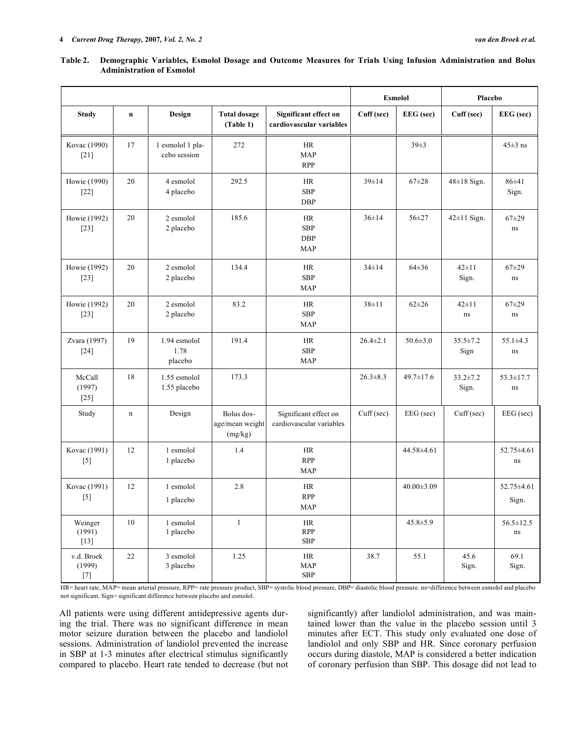**Table 2. Demographic Variables, Esmolol Dosage and Outcome Measures for Trials Using Infusion Administration and Bolus Administration of Esmolol**

| | | | | | Esmolol | | Placebo | |
|---|---|---|---|---|---|---|---|---|
| **Study** | **n** | **Design** | **Total dosage (Table 1)** | **Significant effect on cardiovascular variables** | **Cuff (sec)** | **EEG (sec)** | **Cuff (sec)** | **EEG (sec)** |
| Kovac (1990) [21] | 17 | 1 esmolol 1 placebo session | 272 | HR MAP RPP | | 39±3 | | 45±3 ns |
| Howie (1990) [22] | 20 | 4 esmolol 4 placebo | 292.5 | HR SBP DBP | 39±14 | 67±28 | 48±18 Sign. | 86±41 Sign. |
| Howie (1992) [23] | 20 | 2 esmolol 2 placebo | 185.6 | HR SBP DBP MAP | 36±14 | 56±27 | 42±11 Sign. | 67±29 ns |
| Howie (1992) [23] | 20 | 2 esmolol 2 placebo | 134.4 | HR SBP MAP | 34±14 | 64±36 | 42±11 Sign. | 67±29 ns |
| Howie (1992) [23] | 20 | 2 esmolol 2 placebo | 83.2 | HR SBP MAP | 38±11 | 62±26 | 42±11 ns | 67±29 ns |
| Zvara (1997) [24] | 19 | 1.94 esmolol 1.78 placebo | 191.4 | HR SBP MAP | 26.4±2.1 | 50.6±3.0 | 35.5±7.2 Sign | 55.1±4.3 ns |
| McCall (1997) [25] | 18 | 1.55 esmolol 1.55 placebo | 173.3 | | 26.3±8.3 | 49.7±17.6 | 33.2±7.2 Sign. | 53.3±17.7 ns |
| Study | n | Design | Bolus dosage/mean weight (mg/kg) | Significant effect on cardiovascular variables | Cuff (sec) | EEG (sec) | Cuff (sec) | EEG (sec) |
| Kovac (1991) [5] | 12 | 1 esmolol 1 placebo | 1.4 | HR RPP MAP | | 44.58±4.61 | | 52.75±4.61 ns |
| Kovac (1991) [5] | 12 | 1 esmolol 1 placebo | 2.8 | HR RPP MAP | | 40.00±3.09 | | 52.75±4.61 Sign. |
| Weinger (1991) [13] | 10 | 1 esmolol 1 placebo | 1 | HR RPP SBP | | 45.8±5.9 | | 56.5±12.5 ns |
| v.d. Broek (1999) [7] | 22 | 3 esmolol 3 placebo | 1.25 | HR MAP SBP | 38.7 | 55.1 | 45.6 Sign. | 69.1 Sign. |

HR= heart rate, MAP= mean arterial pressure, RPP= rate pressure product, SBP= systolic blood pressure, DBP= diastolic blood pressure. ns=difference between esmolol and placebo not significant. Sign= significant difference between placebo and esmolol.

All patients were using different antidepressive agents during the trial. There was no significant difference in mean motor seizure duration between the placebo and landiolol sessions. Administration of landiolol prevented the increase in SBP at 1-3 minutes after electrical stimulus significantly compared to placebo. Heart rate tended to decrease (but not significantly) after landiolol administration, and was maintained lower than the value in the placebo session until 3 minutes after ECT. This study only evaluated one dose of landiolol and only SBP and HR. Since coronary perfusion occurs during diastole, MAP is considered a better indication of coronary perfusion than SBP. This dosage did not lead to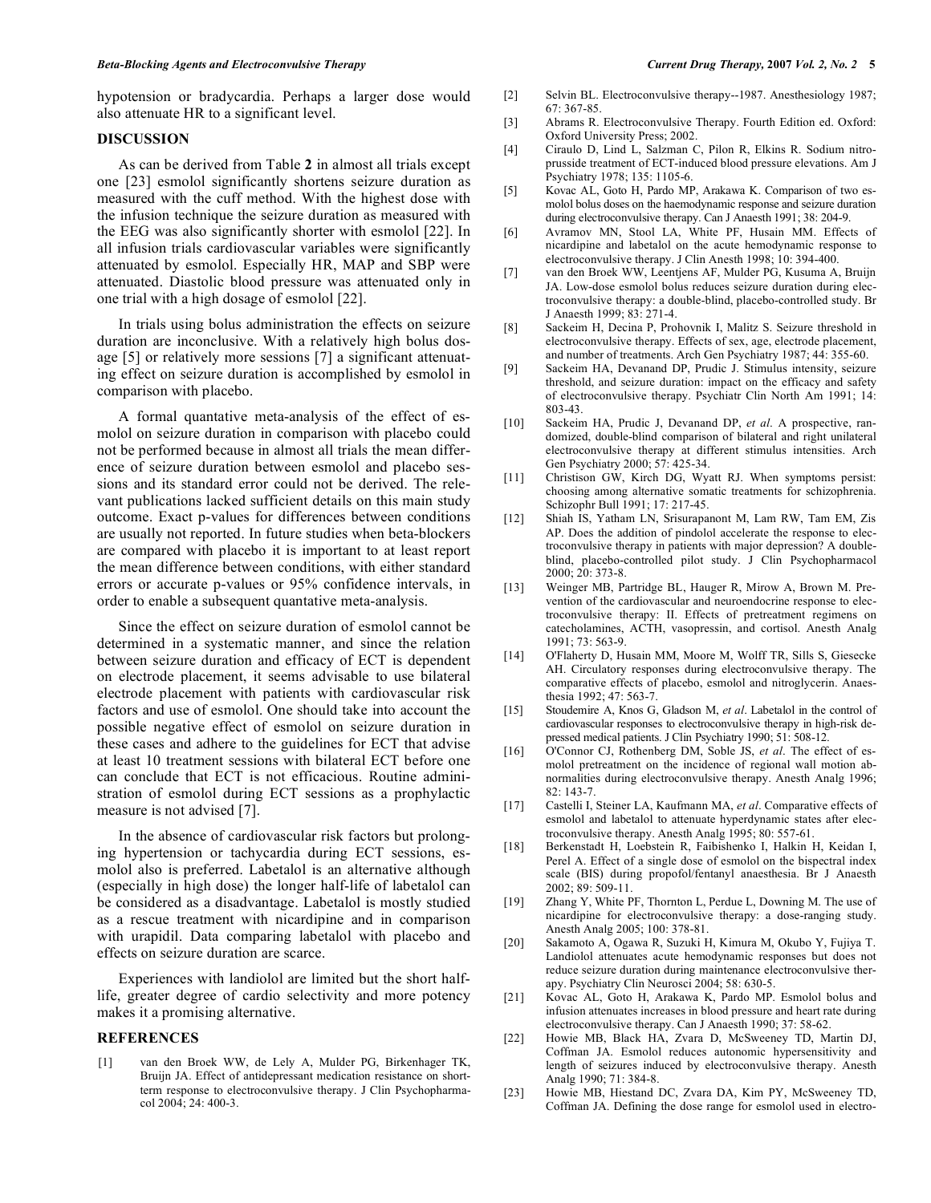hypotension or bradycardia. Perhaps a larger dose would also attenuate HR to a significant level.

## DISCUSSION

As can be derived from Table **2** in almost all trials except one [23] esmolol significantly shortens seizure duration as measured with the cuff method. With the highest dose with the infusion technique the seizure duration as measured with the EEG was also significantly shorter with esmolol [22]. In all infusion trials cardiovascular variables were significantly attenuated by esmolol. Especially HR, MAP and SBP were attenuated. Diastolic blood pressure was attenuated only in one trial with a high dosage of esmolol [22].

In trials using bolus administration the effects on seizure duration are inconclusive. With a relatively high bolus dosage [5] or relatively more sessions [7] a significant attenuating effect on seizure duration is accomplished by esmolol in comparison with placebo.

A formal quantative meta-analysis of the effect of esmolol on seizure duration in comparison with placebo could not be performed because in almost all trials the mean difference of seizure duration between esmolol and placebo sessions and its standard error could not be derived. The relevant publications lacked sufficient details on this main study outcome. Exact p-values for differences between conditions are usually not reported. In future studies when beta-blockers are compared with placebo it is important to at least report the mean difference between conditions, with either standard errors or accurate p-values or 95% confidence intervals, in order to enable a subsequent quantative meta-analysis.

Since the effect on seizure duration of esmolol cannot be determined in a systematic manner, and since the relation between seizure duration and efficacy of ECT is dependent on electrode placement, it seems advisable to use bilateral electrode placement with patients with cardiovascular risk factors and use of esmolol. One should take into account the possible negative effect of esmolol on seizure duration in these cases and adhere to the guidelines for ECT that advise at least 10 treatment sessions with bilateral ECT before one can conclude that ECT is not efficacious. Routine administration of esmolol during ECT sessions as a prophylactic measure is not advised [7].

In the absence of cardiovascular risk factors but prolonging hypertension or tachycardia during ECT sessions, esmolol also is preferred. Labetalol is an alternative although (especially in high dose) the longer half-life of labetalol can be considered as a disadvantage. Labetalol is mostly studied as a rescue treatment with nicardipine and in comparison with urapidil. Data comparing labetalol with placebo and effects on seizure duration are scarce.

Experiences with landiolol are limited but the short half-life, greater degree of cardio selectivity and more potency makes it a promising alternative.

## REFERENCES

[1] van den Broek WW, de Lely A, Mulder PG, Birkenhager TK, Bruijn JA. Effect of antidepressant medication resistance on short-term response to electroconvulsive therapy. J Clin Psychopharmacol 2004; 24: 400-3.

[2] Selvin BL. Electroconvulsive therapy--1987. Anesthesiology 1987; 67: 367-85.

[3] Abrams R. Electroconvulsive Therapy. Fourth Edition ed. Oxford: Oxford University Press; 2002.

[4] Ciraulo D, Lind L, Salzman C, Pilon R, Elkins R. Sodium nitroprusside treatment of ECT-induced blood pressure elevations. Am J Psychiatry 1978; 135: 1105-6.

[5] Kovac AL, Goto H, Pardo MP, Arakawa K. Comparison of two esmolol bolus doses on the haemodynamic response and seizure duration during electroconvulsive therapy. Can J Anaesth 1991; 38: 204-9.

[6] Avramov MN, Stool LA, White PF, Husain MM. Effects of nicardipine and labetalol on the acute hemodynamic response to electroconvulsive therapy. J Clin Anesth 1998; 10: 394-400.

[7] van den Broek WW, Leentjens AF, Mulder PG, Kusuma A, Bruijn JA. Low-dose esmolol bolus reduces seizure duration during electroconvulsive therapy: a double-blind, placebo-controlled study. Br J Anaesth 1999; 83: 271-4.

[8] Sackeim H, Decina P, Prohovnik I, Malitz S. Seizure threshold in electroconvulsive therapy. Effects of sex, age, electrode placement, and number of treatments. Arch Gen Psychiatry 1987; 44: 355-60.

[9] Sackeim HA, Devanand DP, Prudic J. Stimulus intensity, seizure threshold, and seizure duration: impact on the efficacy and safety of electroconvulsive therapy. Psychiatr Clin North Am 1991; 14: 803-43.

[10] Sackeim HA, Prudic J, Devanand DP, *et al*. A prospective, randomized, double-blind comparison of bilateral and right unilateral electroconvulsive therapy at different stimulus intensities. Arch Gen Psychiatry 2000; 57: 425-34.

[11] Christison GW, Kirch DG, Wyatt RJ. When symptoms persist: choosing among alternative somatic treatments for schizophrenia. Schizophr Bull 1991; 17: 217-45.

[12] Shiah IS, Yatham LN, Srisurapanont M, Lam RW, Tam EM, Zis AP. Does the addition of pindolol accelerate the response to electroconvulsive therapy in patients with major depression? A double-blind, placebo-controlled pilot study. J Clin Psychopharmacol 2000; 20: 373-8.

[13] Weinger MB, Partridge BL, Hauger R, Mirow A, Brown M. Prevention of the cardiovascular and neuroendocrine response to electroconvulsive therapy: II. Effects of pretreatment regimens on catecholamines, ACTH, vasopressin, and cortisol. Anesth Analg 1991; 73: 563-9.

[14] O'Flaherty D, Husain MM, Moore M, Wolff TR, Sills S, Giesecke AH. Circulatory responses during electroconvulsive therapy. The comparative effects of placebo, esmolol and nitroglycerin. Anaesthesia 1992; 47: 563-7.

[15] Stoudemire A, Knos G, Gladson M, *et al*. Labetalol in the control of cardiovascular responses to electroconvulsive therapy in high-risk depressed medical patients. J Clin Psychiatry 1990; 51: 508-12.

[16] O'Connor CJ, Rothenberg DM, Soble JS, *et al*. The effect of esmolol pretreatment on the incidence of regional wall motion abnormalities during electroconvulsive therapy. Anesth Analg 1996; 82: 143-7.

[17] Castelli I, Steiner LA, Kaufmann MA, *et al*. Comparative effects of esmolol and labetalol to attenuate hyperdynamic states after electroconvulsive therapy. Anesth Analg 1995; 80: 557-61.

[18] Berkenstadt H, Loebstein R, Faibishenko I, Halkin H, Keidan I, Perel A. Effect of a single dose of esmolol on the bispectral index scale (BIS) during propofol/fentanyl anaesthesia. Br J Anaesth 2002; 89: 509-11.

[19] Zhang Y, White PF, Thornton L, Perdue L, Downing M. The use of nicardipine for electroconvulsive therapy: a dose-ranging study. Anesth Analg 2005; 100: 378-81.

[20] Sakamoto A, Ogawa R, Suzuki H, Kimura M, Okubo Y, Fujiya T. Landiolol attenuates acute hemodynamic responses but does not reduce seizure duration during maintenance electroconvulsive therapy. Psychiatry Clin Neurosci 2004; 58: 630-5.

[21] Kovac AL, Goto H, Arakawa K, Pardo MP. Esmolol bolus and infusion attenuates increases in blood pressure and heart rate during electroconvulsive therapy. Can J Anaesth 1990; 37: 58-62.

[22] Howie MB, Black HA, Zvara D, McSweeney TD, Martin DJ, Coffman JA. Esmolol reduces autonomic hypersensitivity and length of seizures induced by electroconvulsive therapy. Anesth Analg 1990; 71: 384-8.

[23] Howie MB, Hiestand DC, Zvara DA, Kim PY, McSweeney TD, Coffman JA. Defining the dose range for esmolol used in electro-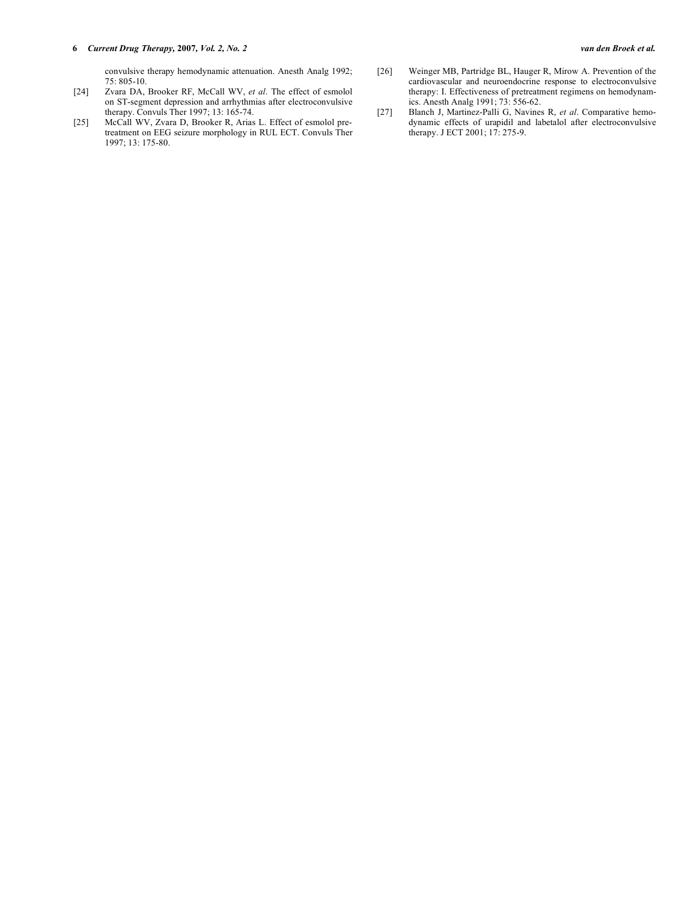convulsive therapy hemodynamic attenuation. Anesth Analg 1992; 75: 805-10.

[24] Zvara DA, Brooker RF, McCall WV, *et al*. The effect of esmolol on ST-segment depression and arrhythmias after electroconvulsive therapy. Convuls Ther 1997; 13: 165-74.

[25] McCall WV, Zvara D, Brooker R, Arias L. Effect of esmolol pretreatment on EEG seizure morphology in RUL ECT. Convuls Ther 1997; 13: 175-80.

[26] Weinger MB, Partridge BL, Hauger R, Mirow A. Prevention of the cardiovascular and neuroendocrine response to electroconvulsive therapy: I. Effectiveness of pretreatment regimens on hemodynamics. Anesth Analg 1991; 73: 556-62.

[27] Blanch J, Martinez-Palli G, Navines R, *et al*. Comparative hemodynamic effects of urapidil and labetalol after electroconvulsive therapy. J ECT 2001; 17: 275-9.